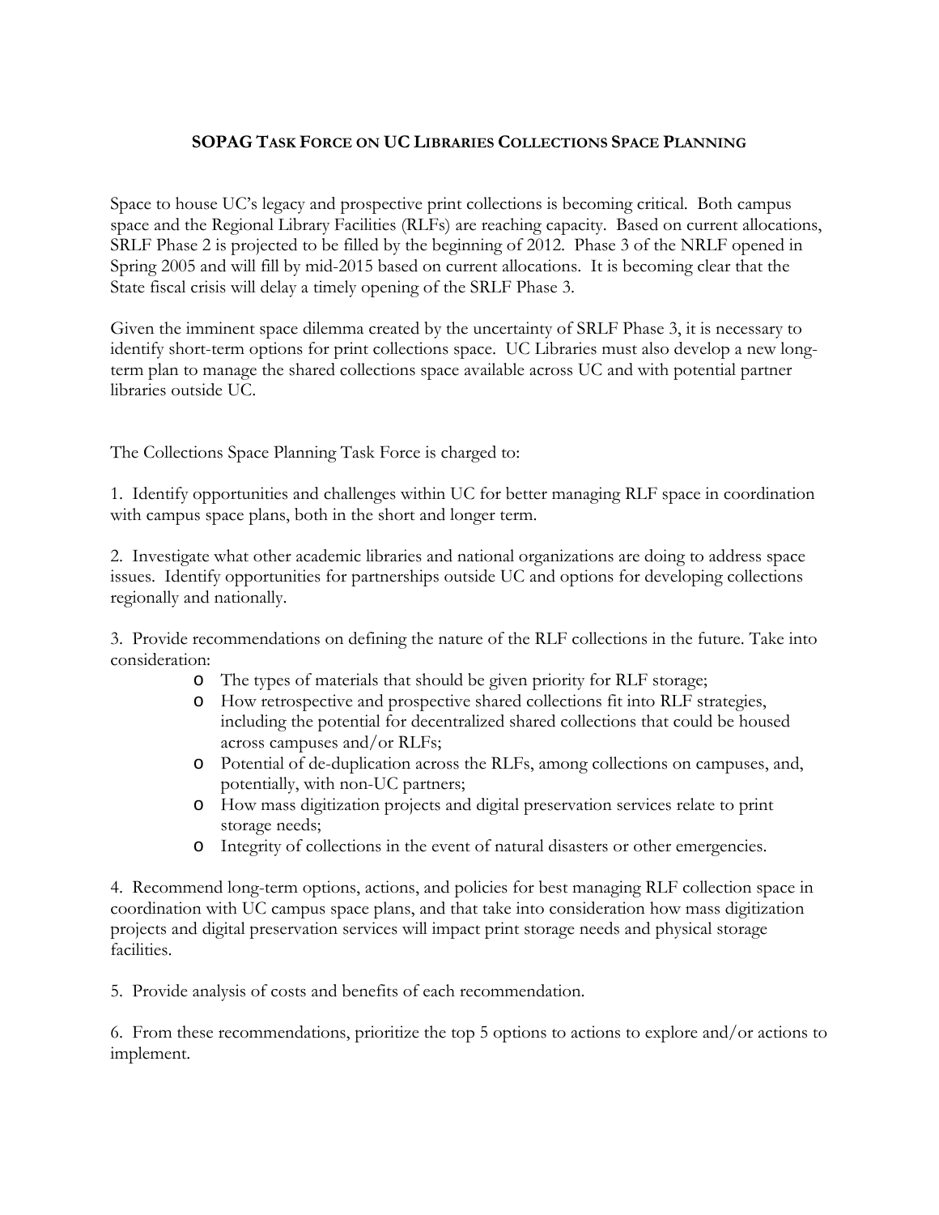# SOPAG TASK FORCE ON UC LIBRARIES COLLECTIONS SPACE PLANNING

Space to house UC's legacy and prospective print collections is becoming critical. Both campus space and the Regional Library Facilities (RLFs) are reaching capacity. Based on current allocations, SRLF Phase 2 is projected to be filled by the beginning of 2012. Phase 3 of the NRLF opened in Spring 2005 and will fill by mid-2015 based on current allocations. It is becoming clear that the State fiscal crisis will delay a timely opening of the SRLF Phase 3.

Given the imminent space dilemma created by the uncertainty of SRLF Phase 3, it is necessary to identify short-term options for print collections space. UC Libraries must also develop a new long-term plan to manage the shared collections space available across UC and with potential partner libraries outside UC.

The Collections Space Planning Task Force is charged to:

1. Identify opportunities and challenges within UC for better managing RLF space in coordination with campus space plans, both in the short and longer term.

2. Investigate what other academic libraries and national organizations are doing to address space issues. Identify opportunities for partnerships outside UC and options for developing collections regionally and nationally.

3. Provide recommendations on defining the nature of the RLF collections in the future. Take into consideration:
   - The types of materials that should be given priority for RLF storage;
   - How retrospective and prospective shared collections fit into RLF strategies, including the potential for decentralized shared collections that could be housed across campuses and/or RLFs;
   - Potential of de-duplication across the RLFs, among collections on campuses, and, potentially, with non-UC partners;
   - How mass digitization projects and digital preservation services relate to print storage needs;
   - Integrity of collections in the event of natural disasters or other emergencies.

4. Recommend long-term options, actions, and policies for best managing RLF collection space in coordination with UC campus space plans, and that take into consideration how mass digitization projects and digital preservation services will impact print storage needs and physical storage facilities.

5. Provide analysis of costs and benefits of each recommendation.

6. From these recommendations, prioritize the top 5 options to actions to explore and/or actions to implement.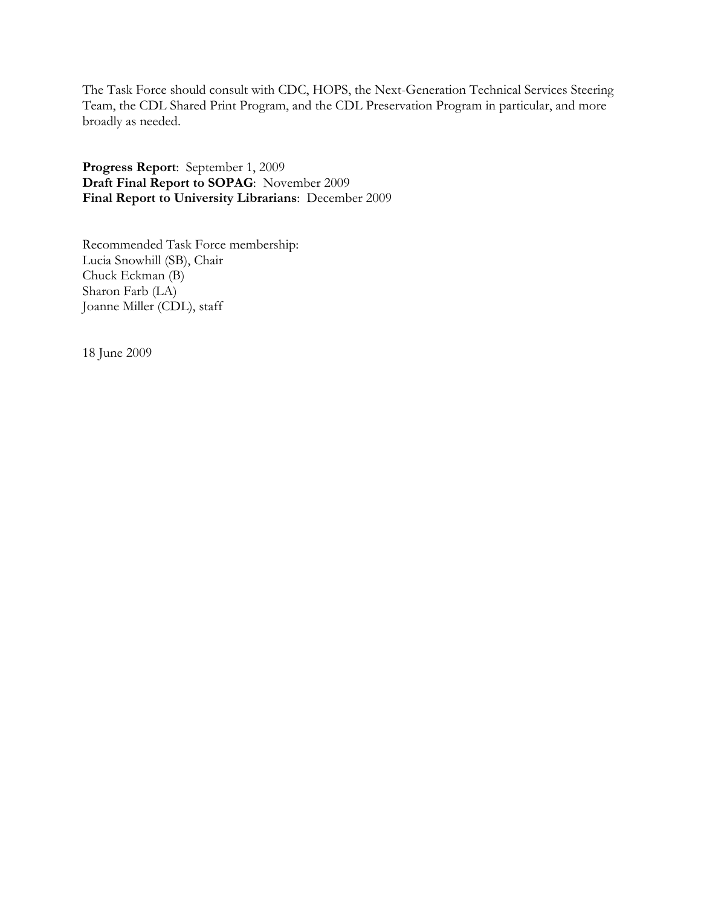The Task Force should consult with CDC, HOPS, the Next-Generation Technical Services Steering Team, the CDL Shared Print Program, and the CDL Preservation Program in particular, and more broadly as needed.

**Progress Report**: September 1, 2009
**Draft Final Report to SOPAG**: November 2009
**Final Report to University Librarians**: December 2009

Recommended Task Force membership:
Lucia Snowhill (SB), Chair
Chuck Eckman (B)
Sharon Farb (LA)
Joanne Miller (CDL), staff

18 June 2009